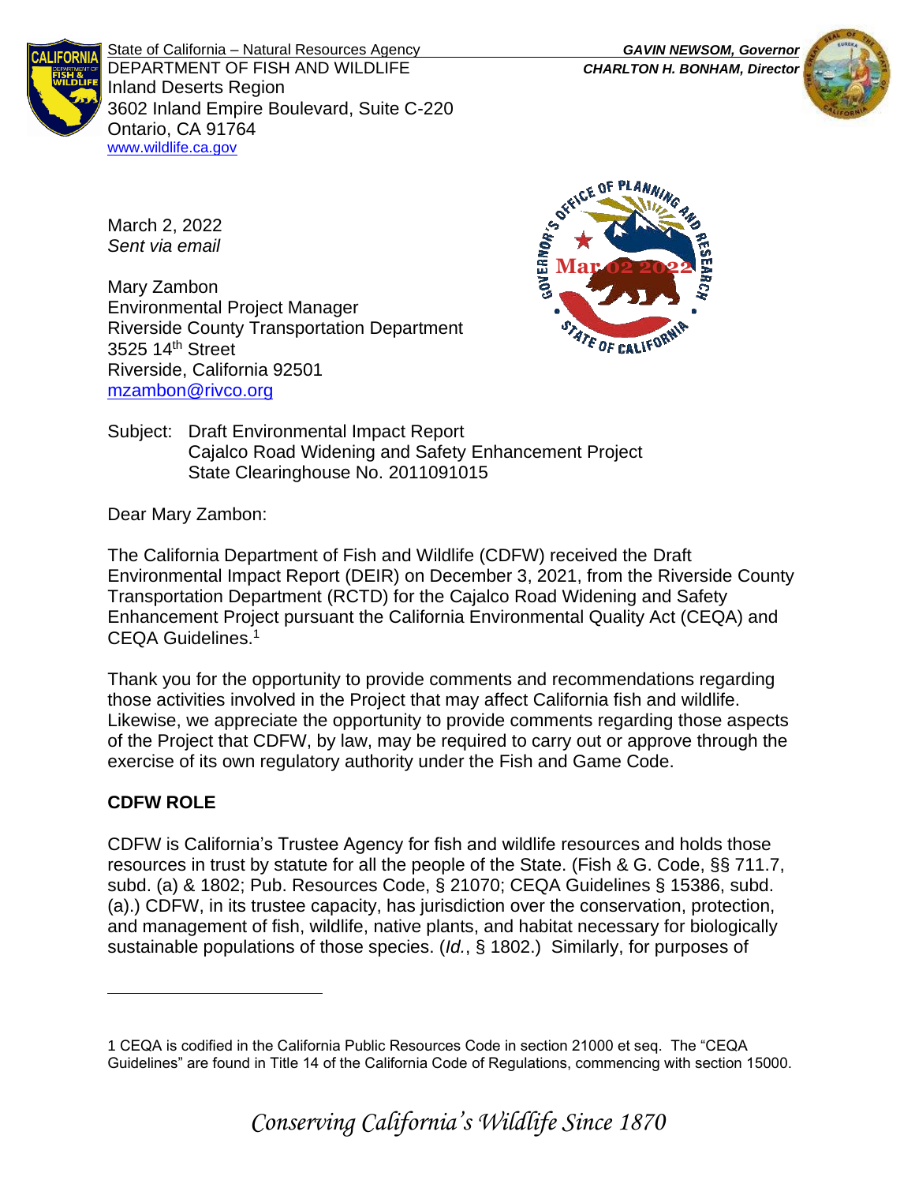State of California – Natural Resources Agency
DEPARTMENT OF FISH AND WILDLIFE
Inland Deserts Region
3602 Inland Empire Boulevard, Suite C-220
Ontario, CA 91764
www.wildlife.ca.gov

***GAVIN NEWSOM, Governor***
***CHARLTON H. BONHAM, Director***

Governor's Office of Planning and Research
Mar 02 2022
State of California

March 2, 2022
*Sent via email*

Mary Zambon
Environmental Project Manager
Riverside County Transportation Department
3525 14th Street
Riverside, California 92501
mzambon@rivco.org

Subject: Draft Environmental Impact Report
Cajalco Road Widening and Safety Enhancement Project
State Clearinghouse No. 2011091015

Dear Mary Zambon:

The California Department of Fish and Wildlife (CDFW) received the Draft Environmental Impact Report (DEIR) on December 3, 2021, from the Riverside County Transportation Department (RCTD) for the Cajalco Road Widening and Safety Enhancement Project pursuant the California Environmental Quality Act (CEQA) and CEQA Guidelines.[1]

Thank you for the opportunity to provide comments and recommendations regarding those activities involved in the Project that may affect California fish and wildlife. Likewise, we appreciate the opportunity to provide comments regarding those aspects of the Project that CDFW, by law, may be required to carry out or approve through the exercise of its own regulatory authority under the Fish and Game Code.

## CDFW ROLE

CDFW is California's Trustee Agency for fish and wildlife resources and holds those resources in trust by statute for all the people of the State. (Fish & G. Code, §§ 711.7, subd. (a) & 1802; Pub. Resources Code, § 21070; CEQA Guidelines § 15386, subd. (a).) CDFW, in its trustee capacity, has jurisdiction over the conservation, protection, and management of fish, wildlife, native plants, and habitat necessary for biologically sustainable populations of those species. (*Id.*, § 1802.) Similarly, for purposes of

1 CEQA is codified in the California Public Resources Code in section 21000 et seq. The "CEQA Guidelines" are found in Title 14 of the California Code of Regulations, commencing with section 15000.

*Conserving California's Wildlife Since 1870*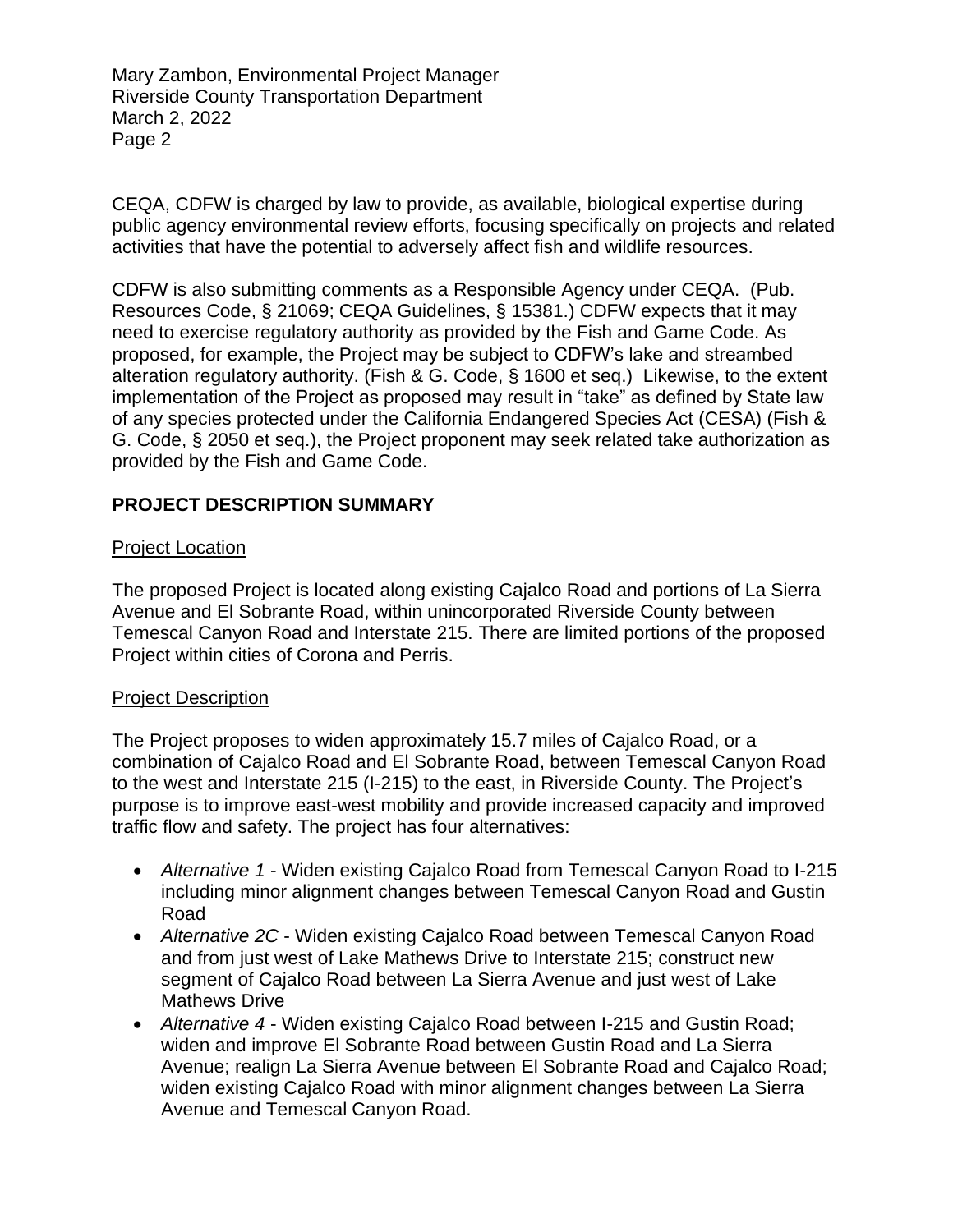CEQA, CDFW is charged by law to provide, as available, biological expertise during public agency environmental review efforts, focusing specifically on projects and related activities that have the potential to adversely affect fish and wildlife resources.

CDFW is also submitting comments as a Responsible Agency under CEQA. (Pub. Resources Code, § 21069; CEQA Guidelines, § 15381.) CDFW expects that it may need to exercise regulatory authority as provided by the Fish and Game Code. As proposed, for example, the Project may be subject to CDFW's lake and streambed alteration regulatory authority. (Fish & G. Code, § 1600 et seq.) Likewise, to the extent implementation of the Project as proposed may result in "take" as defined by State law of any species protected under the California Endangered Species Act (CESA) (Fish & G. Code, § 2050 et seq.), the Project proponent may seek related take authorization as provided by the Fish and Game Code.

## PROJECT DESCRIPTION SUMMARY

### Project Location

The proposed Project is located along existing Cajalco Road and portions of La Sierra Avenue and El Sobrante Road, within unincorporated Riverside County between Temescal Canyon Road and Interstate 215. There are limited portions of the proposed Project within cities of Corona and Perris.

### Project Description

The Project proposes to widen approximately 15.7 miles of Cajalco Road, or a combination of Cajalco Road and El Sobrante Road, between Temescal Canyon Road to the west and Interstate 215 (I-215) to the east, in Riverside County. The Project's purpose is to improve east-west mobility and provide increased capacity and improved traffic flow and safety. The project has four alternatives:

- *Alternative 1* - Widen existing Cajalco Road from Temescal Canyon Road to I-215 including minor alignment changes between Temescal Canyon Road and Gustin Road
- *Alternative 2C* - Widen existing Cajalco Road between Temescal Canyon Road and from just west of Lake Mathews Drive to Interstate 215; construct new segment of Cajalco Road between La Sierra Avenue and just west of Lake Mathews Drive
- *Alternative 4* - Widen existing Cajalco Road between I-215 and Gustin Road; widen and improve El Sobrante Road between Gustin Road and La Sierra Avenue; realign La Sierra Avenue between El Sobrante Road and Cajalco Road; widen existing Cajalco Road with minor alignment changes between La Sierra Avenue and Temescal Canyon Road.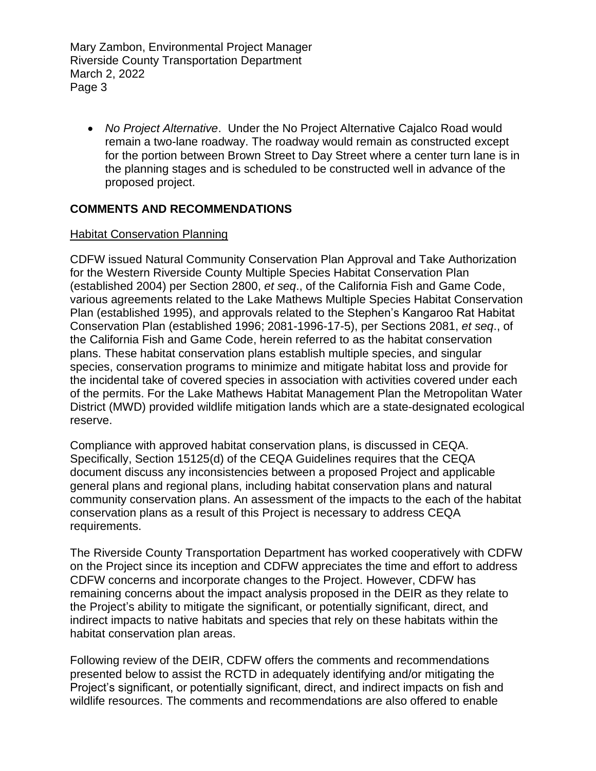- *No Project Alternative*. Under the No Project Alternative Cajalco Road would remain a two-lane roadway. The roadway would remain as constructed except for the portion between Brown Street to Day Street where a center turn lane is in the planning stages and is scheduled to be constructed well in advance of the proposed project.

## COMMENTS AND RECOMMENDATIONS

### Habitat Conservation Planning

CDFW issued Natural Community Conservation Plan Approval and Take Authorization for the Western Riverside County Multiple Species Habitat Conservation Plan (established 2004) per Section 2800, *et seq*., of the California Fish and Game Code, various agreements related to the Lake Mathews Multiple Species Habitat Conservation Plan (established 1995), and approvals related to the Stephen's Kangaroo Rat Habitat Conservation Plan (established 1996; 2081-1996-17-5), per Sections 2081, *et seq*., of the California Fish and Game Code, herein referred to as the habitat conservation plans. These habitat conservation plans establish multiple species, and singular species, conservation programs to minimize and mitigate habitat loss and provide for the incidental take of covered species in association with activities covered under each of the permits. For the Lake Mathews Habitat Management Plan the Metropolitan Water District (MWD) provided wildlife mitigation lands which are a state-designated ecological reserve.

Compliance with approved habitat conservation plans, is discussed in CEQA. Specifically, Section 15125(d) of the CEQA Guidelines requires that the CEQA document discuss any inconsistencies between a proposed Project and applicable general plans and regional plans, including habitat conservation plans and natural community conservation plans. An assessment of the impacts to the each of the habitat conservation plans as a result of this Project is necessary to address CEQA requirements.

The Riverside County Transportation Department has worked cooperatively with CDFW on the Project since its inception and CDFW appreciates the time and effort to address CDFW concerns and incorporate changes to the Project. However, CDFW has remaining concerns about the impact analysis proposed in the DEIR as they relate to the Project's ability to mitigate the significant, or potentially significant, direct, and indirect impacts to native habitats and species that rely on these habitats within the habitat conservation plan areas.

Following review of the DEIR, CDFW offers the comments and recommendations presented below to assist the RCTD in adequately identifying and/or mitigating the Project's significant, or potentially significant, direct, and indirect impacts on fish and wildlife resources. The comments and recommendations are also offered to enable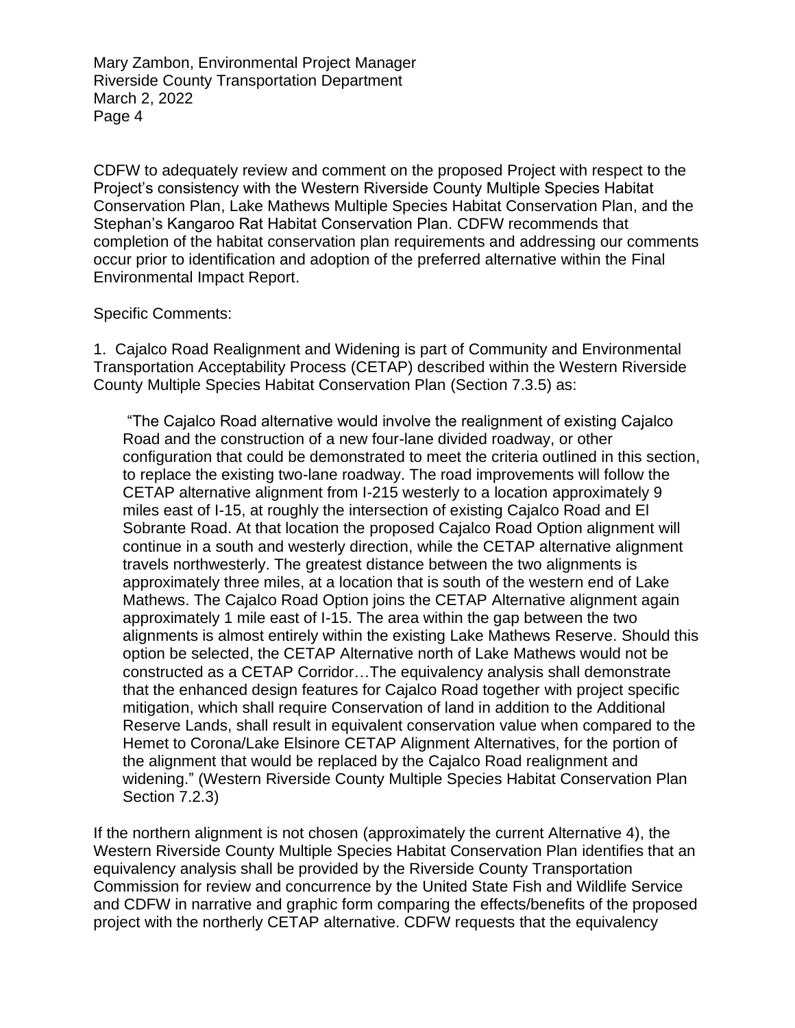CDFW to adequately review and comment on the proposed Project with respect to the Project's consistency with the Western Riverside County Multiple Species Habitat Conservation Plan, Lake Mathews Multiple Species Habitat Conservation Plan, and the Stephan's Kangaroo Rat Habitat Conservation Plan. CDFW recommends that completion of the habitat conservation plan requirements and addressing our comments occur prior to identification and adoption of the preferred alternative within the Final Environmental Impact Report.

Specific Comments:

1. Cajalco Road Realignment and Widening is part of Community and Environmental Transportation Acceptability Process (CETAP) described within the Western Riverside County Multiple Species Habitat Conservation Plan (Section 7.3.5) as:

> "The Cajalco Road alternative would involve the realignment of existing Cajalco Road and the construction of a new four-lane divided roadway, or other configuration that could be demonstrated to meet the criteria outlined in this section, to replace the existing two-lane roadway. The road improvements will follow the CETAP alternative alignment from I-215 westerly to a location approximately 9 miles east of I-15, at roughly the intersection of existing Cajalco Road and El Sobrante Road. At that location the proposed Cajalco Road Option alignment will continue in a south and westerly direction, while the CETAP alternative alignment travels northwesterly. The greatest distance between the two alignments is approximately three miles, at a location that is south of the western end of Lake Mathews. The Cajalco Road Option joins the CETAP Alternative alignment again approximately 1 mile east of I-15. The area within the gap between the two alignments is almost entirely within the existing Lake Mathews Reserve. Should this option be selected, the CETAP Alternative north of Lake Mathews would not be constructed as a CETAP Corridor…The equivalency analysis shall demonstrate that the enhanced design features for Cajalco Road together with project specific mitigation, which shall require Conservation of land in addition to the Additional Reserve Lands, shall result in equivalent conservation value when compared to the Hemet to Corona/Lake Elsinore CETAP Alignment Alternatives, for the portion of the alignment that would be replaced by the Cajalco Road realignment and widening." (Western Riverside County Multiple Species Habitat Conservation Plan Section 7.2.3)

If the northern alignment is not chosen (approximately the current Alternative 4), the Western Riverside County Multiple Species Habitat Conservation Plan identifies that an equivalency analysis shall be provided by the Riverside County Transportation Commission for review and concurrence by the United State Fish and Wildlife Service and CDFW in narrative and graphic form comparing the effects/benefits of the proposed project with the northerly CETAP alternative. CDFW requests that the equivalency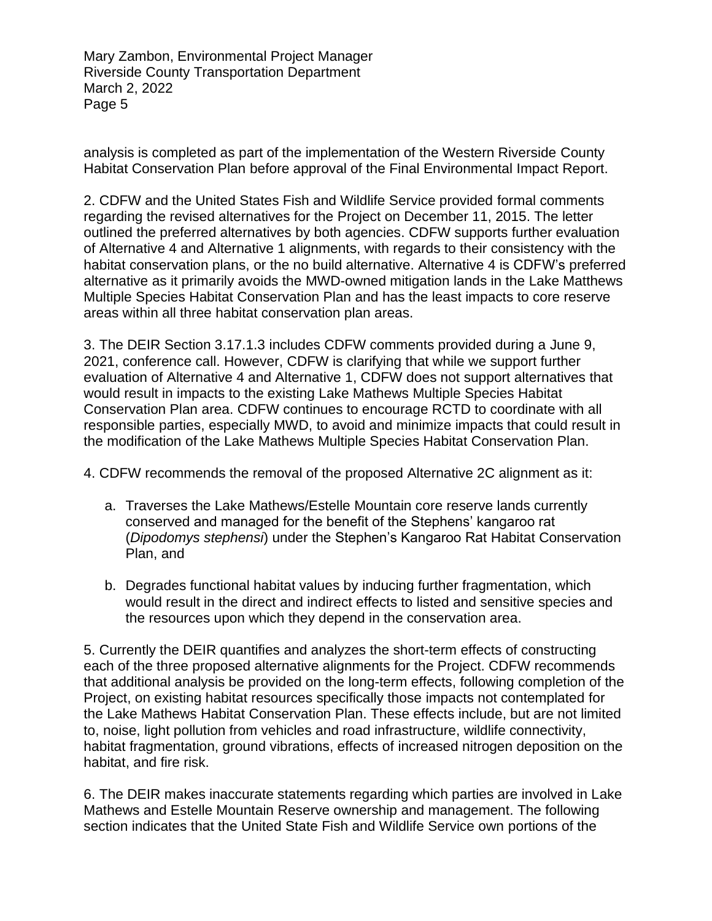analysis is completed as part of the implementation of the Western Riverside County Habitat Conservation Plan before approval of the Final Environmental Impact Report.

2. CDFW and the United States Fish and Wildlife Service provided formal comments regarding the revised alternatives for the Project on December 11, 2015. The letter outlined the preferred alternatives by both agencies. CDFW supports further evaluation of Alternative 4 and Alternative 1 alignments, with regards to their consistency with the habitat conservation plans, or the no build alternative. Alternative 4 is CDFW's preferred alternative as it primarily avoids the MWD-owned mitigation lands in the Lake Matthews Multiple Species Habitat Conservation Plan and has the least impacts to core reserve areas within all three habitat conservation plan areas.

3. The DEIR Section 3.17.1.3 includes CDFW comments provided during a June 9, 2021, conference call. However, CDFW is clarifying that while we support further evaluation of Alternative 4 and Alternative 1, CDFW does not support alternatives that would result in impacts to the existing Lake Mathews Multiple Species Habitat Conservation Plan area. CDFW continues to encourage RCTD to coordinate with all responsible parties, especially MWD, to avoid and minimize impacts that could result in the modification of the Lake Mathews Multiple Species Habitat Conservation Plan.

4. CDFW recommends the removal of the proposed Alternative 2C alignment as it:

   a. Traverses the Lake Mathews/Estelle Mountain core reserve lands currently conserved and managed for the benefit of the Stephens' kangaroo rat (*Dipodomys stephensi*) under the Stephen's Kangaroo Rat Habitat Conservation Plan, and

   b. Degrades functional habitat values by inducing further fragmentation, which would result in the direct and indirect effects to listed and sensitive species and the resources upon which they depend in the conservation area.

5. Currently the DEIR quantifies and analyzes the short-term effects of constructing each of the three proposed alternative alignments for the Project. CDFW recommends that additional analysis be provided on the long-term effects, following completion of the Project, on existing habitat resources specifically those impacts not contemplated for the Lake Mathews Habitat Conservation Plan. These effects include, but are not limited to, noise, light pollution from vehicles and road infrastructure, wildlife connectivity, habitat fragmentation, ground vibrations, effects of increased nitrogen deposition on the habitat, and fire risk.

6. The DEIR makes inaccurate statements regarding which parties are involved in Lake Mathews and Estelle Mountain Reserve ownership and management. The following section indicates that the United State Fish and Wildlife Service own portions of the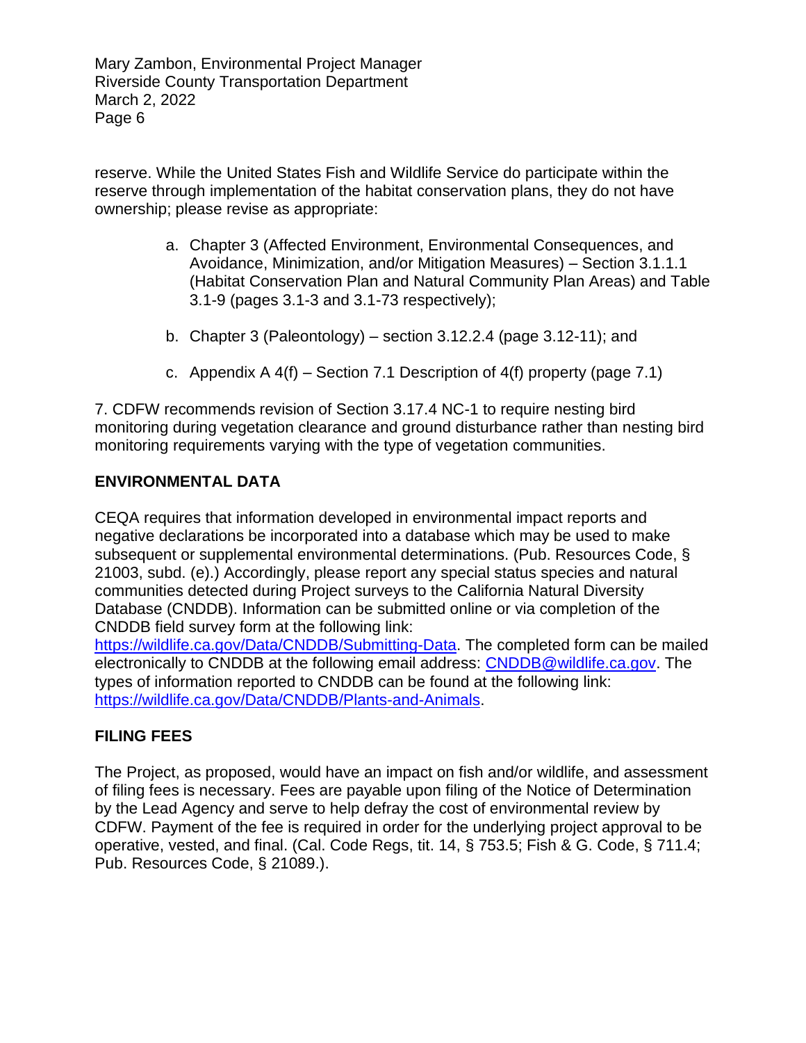reserve. While the United States Fish and Wildlife Service do participate within the reserve through implementation of the habitat conservation plans, they do not have ownership; please revise as appropriate:

a. Chapter 3 (Affected Environment, Environmental Consequences, and Avoidance, Minimization, and/or Mitigation Measures) – Section 3.1.1.1 (Habitat Conservation Plan and Natural Community Plan Areas) and Table 3.1-9 (pages 3.1-3 and 3.1-73 respectively);

b. Chapter 3 (Paleontology) – section 3.12.2.4 (page 3.12-11); and

c. Appendix A 4(f) – Section 7.1 Description of 4(f) property (page 7.1)

7. CDFW recommends revision of Section 3.17.4 NC-1 to require nesting bird monitoring during vegetation clearance and ground disturbance rather than nesting bird monitoring requirements varying with the type of vegetation communities.

## ENVIRONMENTAL DATA

CEQA requires that information developed in environmental impact reports and negative declarations be incorporated into a database which may be used to make subsequent or supplemental environmental determinations. (Pub. Resources Code, § 21003, subd. (e).) Accordingly, please report any special status species and natural communities detected during Project surveys to the California Natural Diversity Database (CNDDB). Information can be submitted online or via completion of the CNDDB field survey form at the following link: [https://wildlife.ca.gov/Data/CNDDB/Submitting-Data](https://wildlife.ca.gov/Data/CNDDB/Submitting-Data). The completed form can be mailed electronically to CNDDB at the following email address: [CNDDB@wildlife.ca.gov](mailto:CNDDB@wildlife.ca.gov). The types of information reported to CNDDB can be found at the following link: [https://wildlife.ca.gov/Data/CNDDB/Plants-and-Animals](https://wildlife.ca.gov/Data/CNDDB/Plants-and-Animals).

## FILING FEES

The Project, as proposed, would have an impact on fish and/or wildlife, and assessment of filing fees is necessary. Fees are payable upon filing of the Notice of Determination by the Lead Agency and serve to help defray the cost of environmental review by CDFW. Payment of the fee is required in order for the underlying project approval to be operative, vested, and final. (Cal. Code Regs, tit. 14, § 753.5; Fish & G. Code, § 711.4; Pub. Resources Code, § 21089.).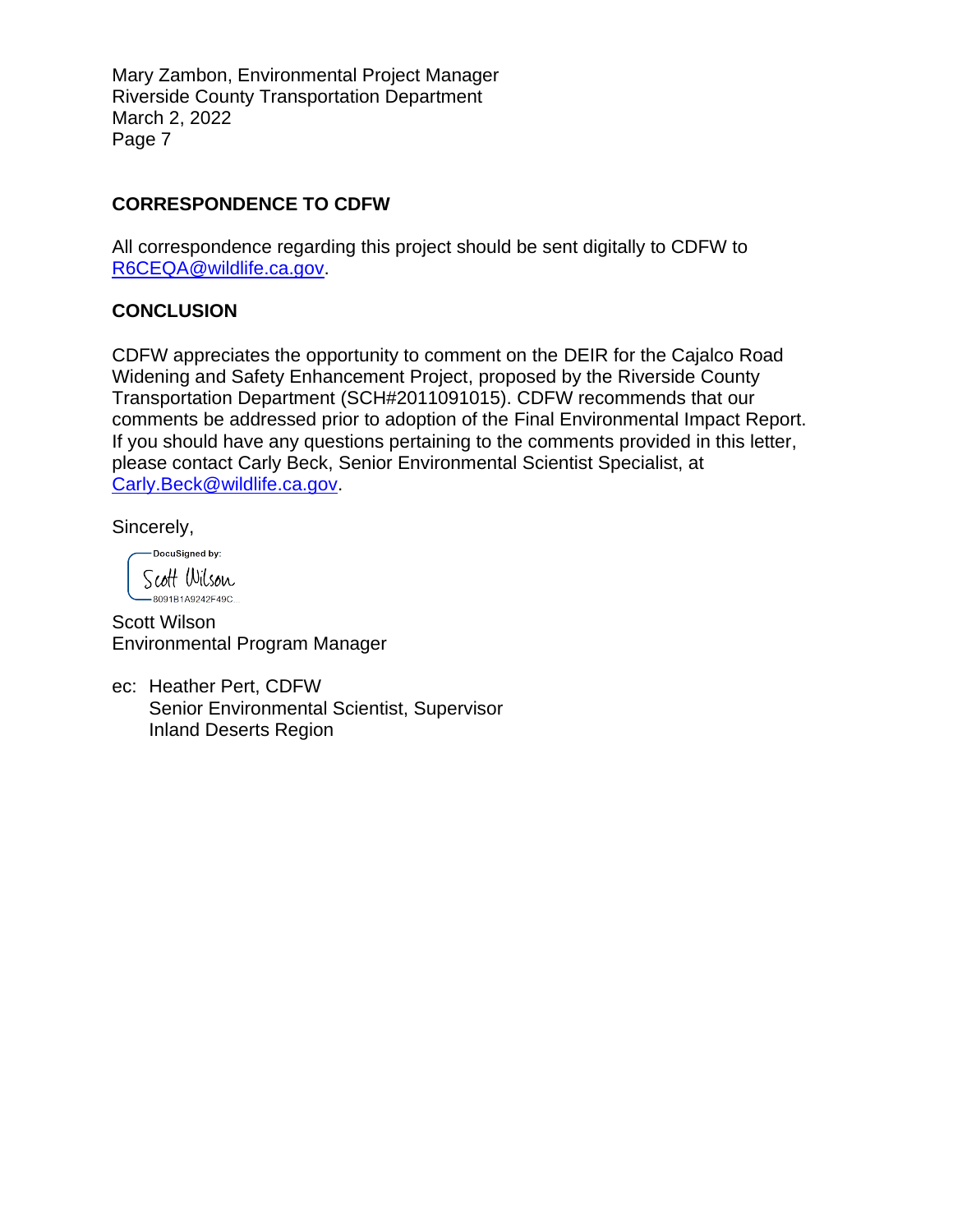Mary Zambon, Environmental Project Manager
Riverside County Transportation Department
March 2, 2022

**CORRESPONDENCE TO CDFW**

All correspondence regarding this project should be sent digitally to CDFW to R6CEQA@wildlife.ca.gov.

**CONCLUSION**

CDFW appreciates the opportunity to comment on the DEIR for the Cajalco Road Widening and Safety Enhancement Project, proposed by the Riverside County Transportation Department (SCH#2011091015). CDFW recommends that our comments be addressed prior to adoption of the Final Environmental Impact Report. If you should have any questions pertaining to the comments provided in this letter, please contact Carly Beck, Senior Environmental Scientist Specialist, at Carly.Beck@wildlife.ca.gov.

Sincerely,

DocuSigned by:
Scott Wilson
8091B1A9242F49C...

Scott Wilson
Environmental Program Manager

ec: Heather Pert, CDFW
Senior Environmental Scientist, Supervisor
Inland Deserts Region